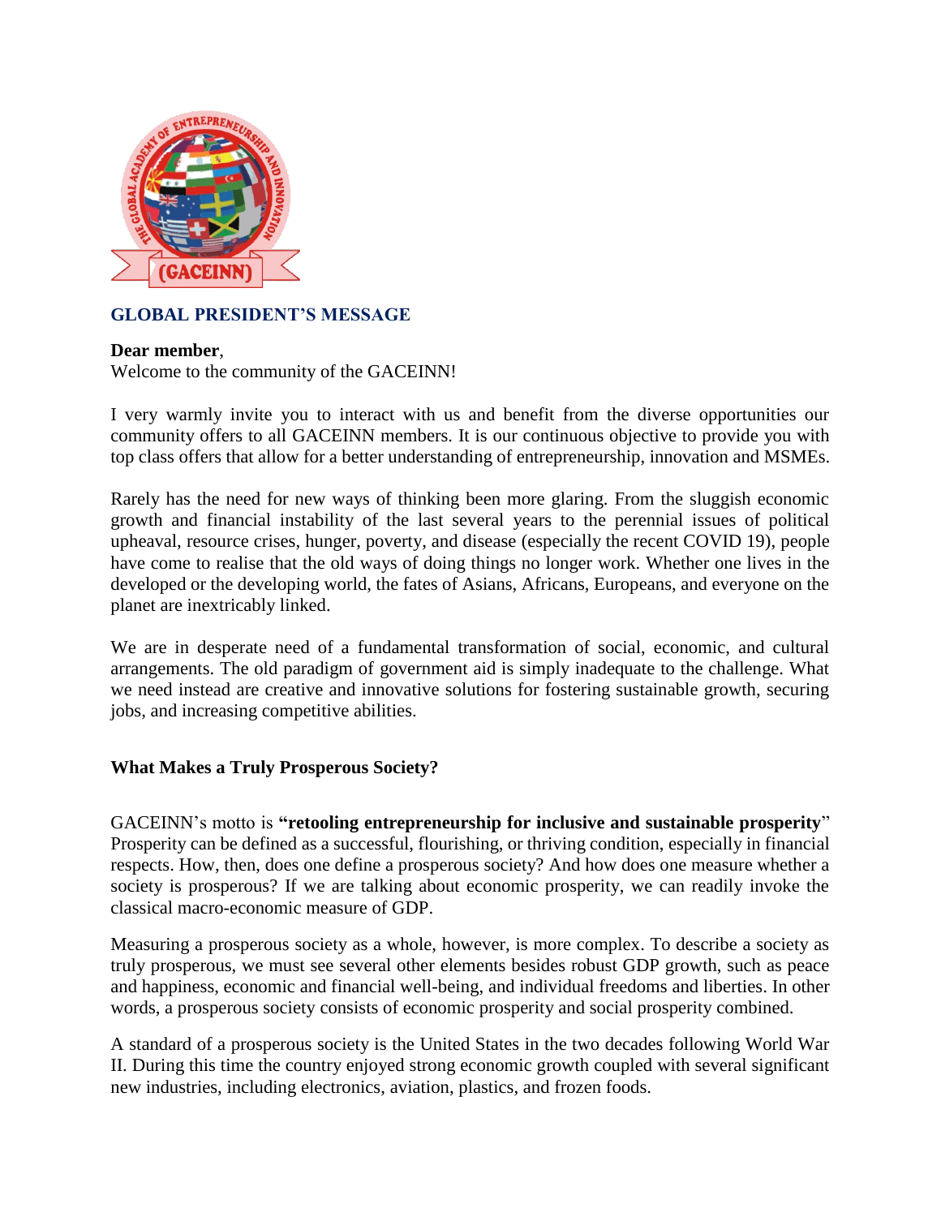## GLOBAL PRESIDENT'S MESSAGE

**Dear member**,
Welcome to the community of the GACEINN!

I very warmly invite you to interact with us and benefit from the diverse opportunities our community offers to all GACEINN members. It is our continuous objective to provide you with top class offers that allow for a better understanding of entrepreneurship, innovation and MSMEs.

Rarely has the need for new ways of thinking been more glaring. From the sluggish economic growth and financial instability of the last several years to the perennial issues of political upheaval, resource crises, hunger, poverty, and disease (especially the recent COVID 19), people have come to realise that the old ways of doing things no longer work. Whether one lives in the developed or the developing world, the fates of Asians, Africans, Europeans, and everyone on the planet are inextricably linked.

We are in desperate need of a fundamental transformation of social, economic, and cultural arrangements. The old paradigm of government aid is simply inadequate to the challenge. What we need instead are creative and innovative solutions for fostering sustainable growth, securing jobs, and increasing competitive abilities.

### What Makes a Truly Prosperous Society?

GACEINN's motto is **"retooling entrepreneurship for inclusive and sustainable prosperity**" Prosperity can be defined as a successful, flourishing, or thriving condition, especially in financial respects. How, then, does one define a prosperous society? And how does one measure whether a society is prosperous? If we are talking about economic prosperity, we can readily invoke the classical macro-economic measure of GDP.

Measuring a prosperous society as a whole, however, is more complex. To describe a society as truly prosperous, we must see several other elements besides robust GDP growth, such as peace and happiness, economic and financial well-being, and individual freedoms and liberties. In other words, a prosperous society consists of economic prosperity and social prosperity combined.

A standard of a prosperous society is the United States in the two decades following World War II. During this time the country enjoyed strong economic growth coupled with several significant new industries, including electronics, aviation, plastics, and frozen foods.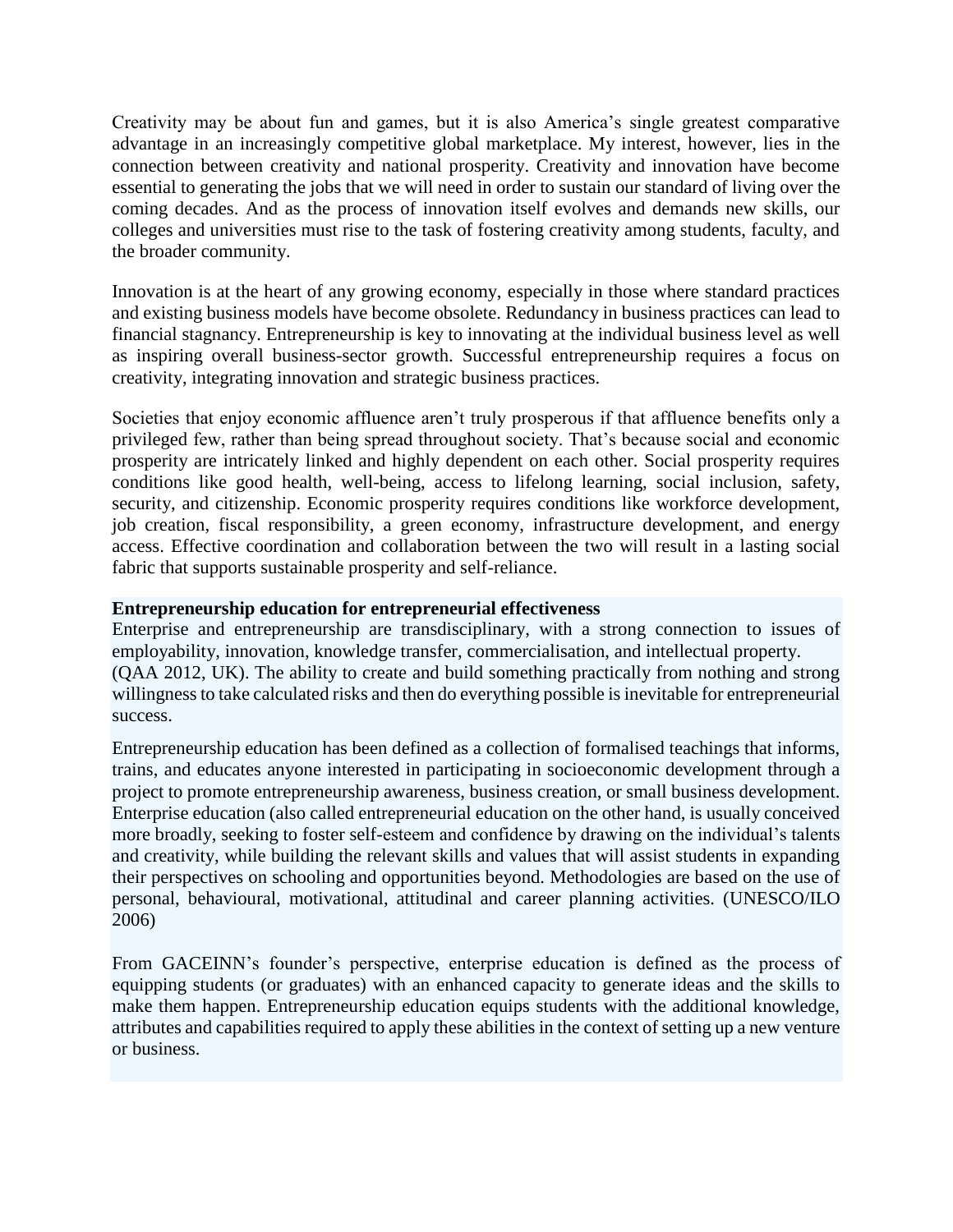Creativity may be about fun and games, but it is also America's single greatest comparative advantage in an increasingly competitive global marketplace. My interest, however, lies in the connection between creativity and national prosperity. Creativity and innovation have become essential to generating the jobs that we will need in order to sustain our standard of living over the coming decades. And as the process of innovation itself evolves and demands new skills, our colleges and universities must rise to the task of fostering creativity among students, faculty, and the broader community.

Innovation is at the heart of any growing economy, especially in those where standard practices and existing business models have become obsolete. Redundancy in business practices can lead to financial stagnancy. Entrepreneurship is key to innovating at the individual business level as well as inspiring overall business-sector growth. Successful entrepreneurship requires a focus on creativity, integrating innovation and strategic business practices.

Societies that enjoy economic affluence aren't truly prosperous if that affluence benefits only a privileged few, rather than being spread throughout society. That's because social and economic prosperity are intricately linked and highly dependent on each other. Social prosperity requires conditions like good health, well-being, access to lifelong learning, social inclusion, safety, security, and citizenship. Economic prosperity requires conditions like workforce development, job creation, fiscal responsibility, a green economy, infrastructure development, and energy access. Effective coordination and collaboration between the two will result in a lasting social fabric that supports sustainable prosperity and self-reliance.

**Entrepreneurship education for entrepreneurial effectiveness**

Enterprise and entrepreneurship are transdisciplinary, with a strong connection to issues of employability, innovation, knowledge transfer, commercialisation, and intellectual property. (QAA 2012, UK). The ability to create and build something practically from nothing and strong willingness to take calculated risks and then do everything possible is inevitable for entrepreneurial success.

Entrepreneurship education has been defined as a collection of formalised teachings that informs, trains, and educates anyone interested in participating in socioeconomic development through a project to promote entrepreneurship awareness, business creation, or small business development. Enterprise education (also called entrepreneurial education on the other hand, is usually conceived more broadly, seeking to foster self-esteem and confidence by drawing on the individual's talents and creativity, while building the relevant skills and values that will assist students in expanding their perspectives on schooling and opportunities beyond. Methodologies are based on the use of personal, behavioural, motivational, attitudinal and career planning activities. (UNESCO/ILO 2006)

From GACEINN's founder's perspective, enterprise education is defined as the process of equipping students (or graduates) with an enhanced capacity to generate ideas and the skills to make them happen. Entrepreneurship education equips students with the additional knowledge, attributes and capabilities required to apply these abilities in the context of setting up a new venture or business.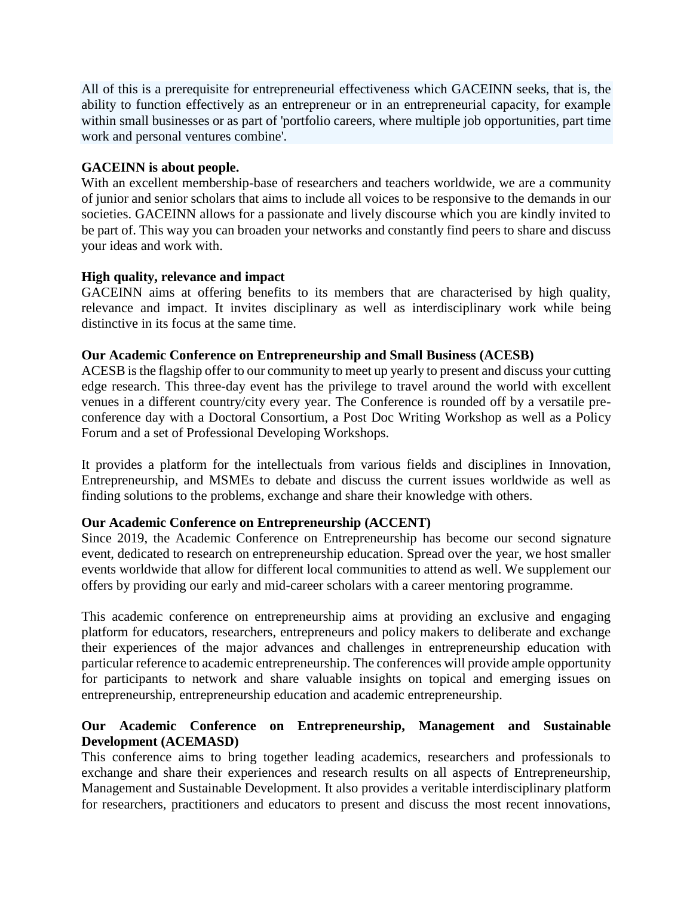All of this is a prerequisite for entrepreneurial effectiveness which GACEINN seeks, that is, the ability to function effectively as an entrepreneur or in an entrepreneurial capacity, for example within small businesses or as part of 'portfolio careers, where multiple job opportunities, part time work and personal ventures combine'.

**GACEINN is about people.**
With an excellent membership-base of researchers and teachers worldwide, we are a community of junior and senior scholars that aims to include all voices to be responsive to the demands in our societies. GACEINN allows for a passionate and lively discourse which you are kindly invited to be part of. This way you can broaden your networks and constantly find peers to share and discuss your ideas and work with.

**High quality, relevance and impact**
GACEINN aims at offering benefits to its members that are characterised by high quality, relevance and impact. It invites disciplinary as well as interdisciplinary work while being distinctive in its focus at the same time.

**Our Academic Conference on Entrepreneurship and Small Business (ACESB)**
ACESB is the flagship offer to our community to meet up yearly to present and discuss your cutting edge research. This three-day event has the privilege to travel around the world with excellent venues in a different country/city every year. The Conference is rounded off by a versatile pre-conference day with a Doctoral Consortium, a Post Doc Writing Workshop as well as a Policy Forum and a set of Professional Developing Workshops.

It provides a platform for the intellectuals from various fields and disciplines in Innovation, Entrepreneurship, and MSMEs to debate and discuss the current issues worldwide as well as finding solutions to the problems, exchange and share their knowledge with others.

**Our Academic Conference on Entrepreneurship (ACCENT)**
Since 2019, the Academic Conference on Entrepreneurship has become our second signature event, dedicated to research on entrepreneurship education. Spread over the year, we host smaller events worldwide that allow for different local communities to attend as well. We supplement our offers by providing our early and mid-career scholars with a career mentoring programme.

This academic conference on entrepreneurship aims at providing an exclusive and engaging platform for educators, researchers, entrepreneurs and policy makers to deliberate and exchange their experiences of the major advances and challenges in entrepreneurship education with particular reference to academic entrepreneurship. The conferences will provide ample opportunity for participants to network and share valuable insights on topical and emerging issues on entrepreneurship, entrepreneurship education and academic entrepreneurship.

**Our Academic Conference on Entrepreneurship, Management and Sustainable Development (ACEMASD)**
This conference aims to bring together leading academics, researchers and professionals to exchange and share their experiences and research results on all aspects of Entrepreneurship, Management and Sustainable Development. It also provides a veritable interdisciplinary platform for researchers, practitioners and educators to present and discuss the most recent innovations,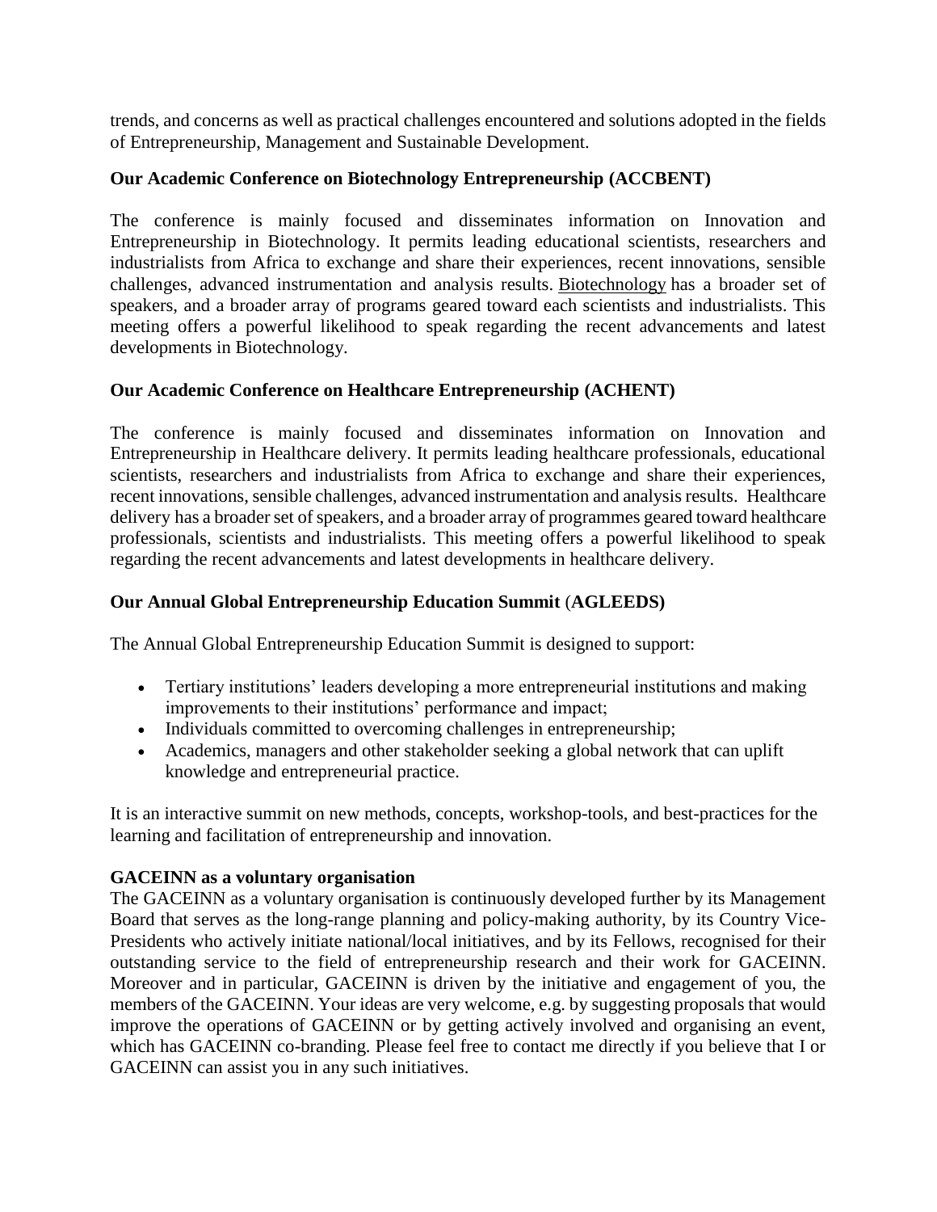trends, and concerns as well as practical challenges encountered and solutions adopted in the fields of Entrepreneurship, Management and Sustainable Development.

**Our Academic Conference on Biotechnology Entrepreneurship (ACCBENT)**

The conference is mainly focused and disseminates information on Innovation and Entrepreneurship in Biotechnology. It permits leading educational scientists, researchers and industrialists from Africa to exchange and share their experiences, recent innovations, sensible challenges, advanced instrumentation and analysis results. Biotechnology has a broader set of speakers, and a broader array of programs geared toward each scientists and industrialists. This meeting offers a powerful likelihood to speak regarding the recent advancements and latest developments in Biotechnology.

**Our Academic Conference on Healthcare Entrepreneurship (ACHENT)**

The conference is mainly focused and disseminates information on Innovation and Entrepreneurship in Healthcare delivery. It permits leading healthcare professionals, educational scientists, researchers and industrialists from Africa to exchange and share their experiences, recent innovations, sensible challenges, advanced instrumentation and analysis results. Healthcare delivery has a broader set of speakers, and a broader array of programmes geared toward healthcare professionals, scientists and industrialists. This meeting offers a powerful likelihood to speak regarding the recent advancements and latest developments in healthcare delivery.

**Our Annual Global Entrepreneurship Education Summit (AGLEEDS)**

The Annual Global Entrepreneurship Education Summit is designed to support:

- Tertiary institutions' leaders developing a more entrepreneurial institutions and making improvements to their institutions' performance and impact;
- Individuals committed to overcoming challenges in entrepreneurship;
- Academics, managers and other stakeholder seeking a global network that can uplift knowledge and entrepreneurial practice.

It is an interactive summit on new methods, concepts, workshop-tools, and best-practices for the learning and facilitation of entrepreneurship and innovation.

**GACEINN as a voluntary organisation**

The GACEINN as a voluntary organisation is continuously developed further by its Management Board that serves as the long-range planning and policy-making authority, by its Country Vice-Presidents who actively initiate national/local initiatives, and by its Fellows, recognised for their outstanding service to the field of entrepreneurship research and their work for GACEINN. Moreover and in particular, GACEINN is driven by the initiative and engagement of you, the members of the GACEINN. Your ideas are very welcome, e.g. by suggesting proposals that would improve the operations of GACEINN or by getting actively involved and organising an event, which has GACEINN co-branding. Please feel free to contact me directly if you believe that I or GACEINN can assist you in any such initiatives.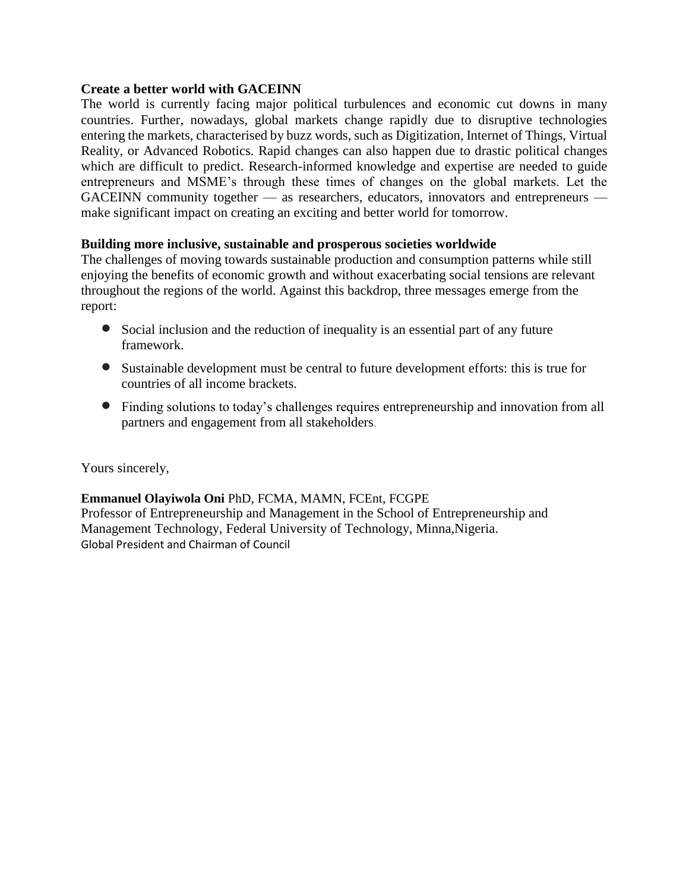**Create a better world with GACEINN**

The world is currently facing major political turbulences and economic cut downs in many countries. Further, nowadays, global markets change rapidly due to disruptive technologies entering the markets, characterised by buzz words, such as Digitization, Internet of Things, Virtual Reality, or Advanced Robotics. Rapid changes can also happen due to drastic political changes which are difficult to predict. Research-informed knowledge and expertise are needed to guide entrepreneurs and MSME's through these times of changes on the global markets. Let the GACEINN community together — as researchers, educators, innovators and entrepreneurs — make significant impact on creating an exciting and better world for tomorrow.

**Building more inclusive, sustainable and prosperous societies worldwide**

The challenges of moving towards sustainable production and consumption patterns while still enjoying the benefits of economic growth and without exacerbating social tensions are relevant throughout the regions of the world. Against this backdrop, three messages emerge from the report:

- Social inclusion and the reduction of inequality is an essential part of any future framework.
- Sustainable development must be central to future development efforts: this is true for countries of all income brackets.
- Finding solutions to today's challenges requires entrepreneurship and innovation from all partners and engagement from all stakeholders.

Yours sincerely,

**Emmanuel Olayiwola Oni** PhD, FCMA, MAMN, FCEnt, FCGPE
Professor of Entrepreneurship and Management in the School of Entrepreneurship and Management Technology, Federal University of Technology, Minna,Nigeria.
Global President and Chairman of Council